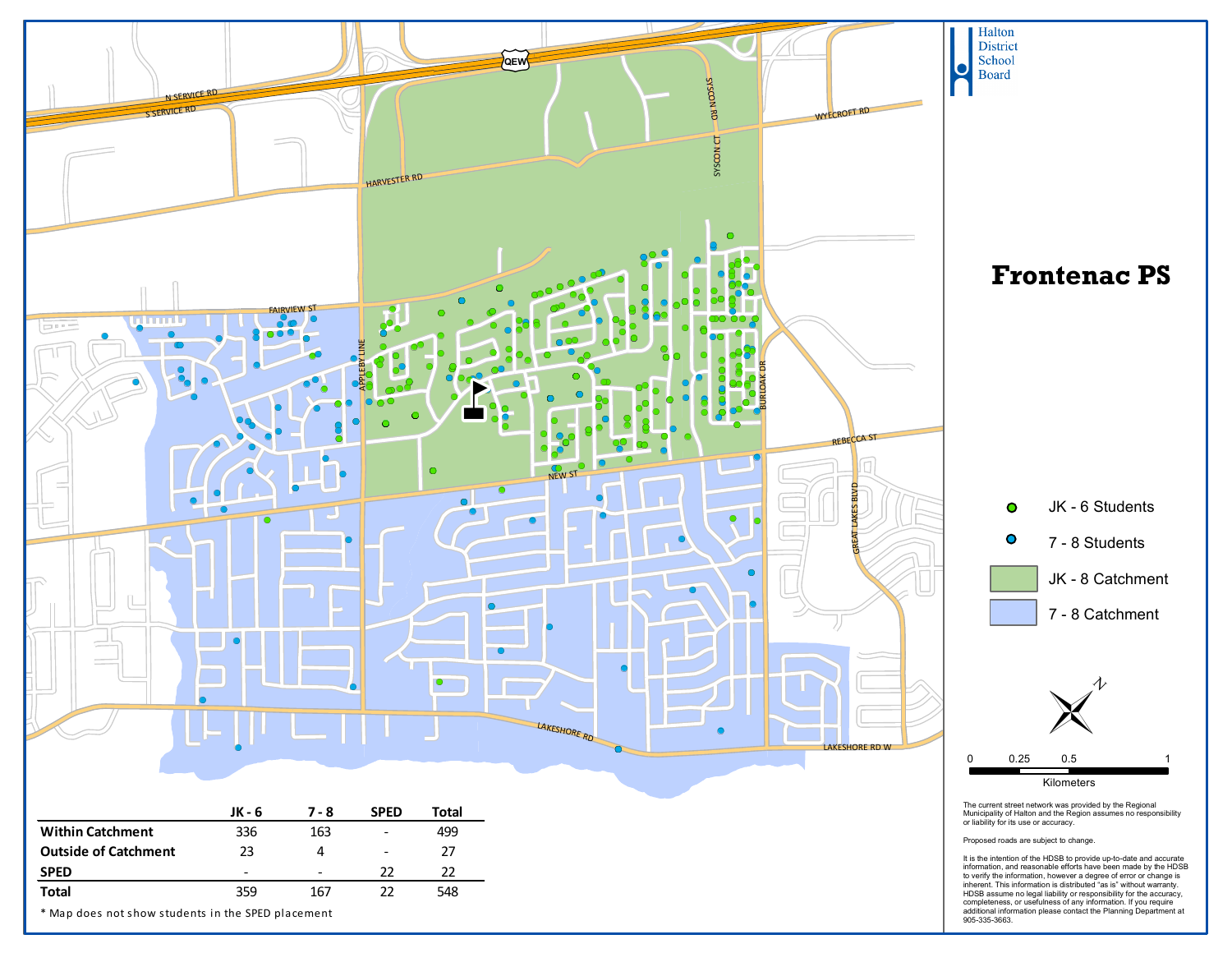Halton District School Board

# Frontenac PS

- JK - 6 Students
- 7 - 8 Students
- JK - 8 Catchment
- 7 - 8 Catchment

0 0.25 0.5 1
Kilometers

| | JK - 6 | 7 - 8 | SPED | Total |
|---|---|---|---|---|
| **Within Catchment** | 336 | 163 | - | 499 |
| **Outside of Catchment** | 23 | 4 | - | 27 |
| **SPED** | - | - | 22 | 22 |
| **Total** | 359 | 167 | 22 | 548 |

\* Map does not show students in the SPED placement

The current street network was provided by the Regional Municipality of Halton and the Region assumes no responsibility or liability for its use or accuracy.

Proposed roads are subject to change.

It is the intention of the HDSB to provide up-to-date and accurate information, and reasonable efforts have been made by the HDSB to verify the information, however a degree of error or change is inherent. This information is distributed "as is" without warranty. HDSB assume no legal liability or responsibility for the accuracy, completeness, or usefulness of any information. If you require additional information please contact the Planning Department at 905-335-3663.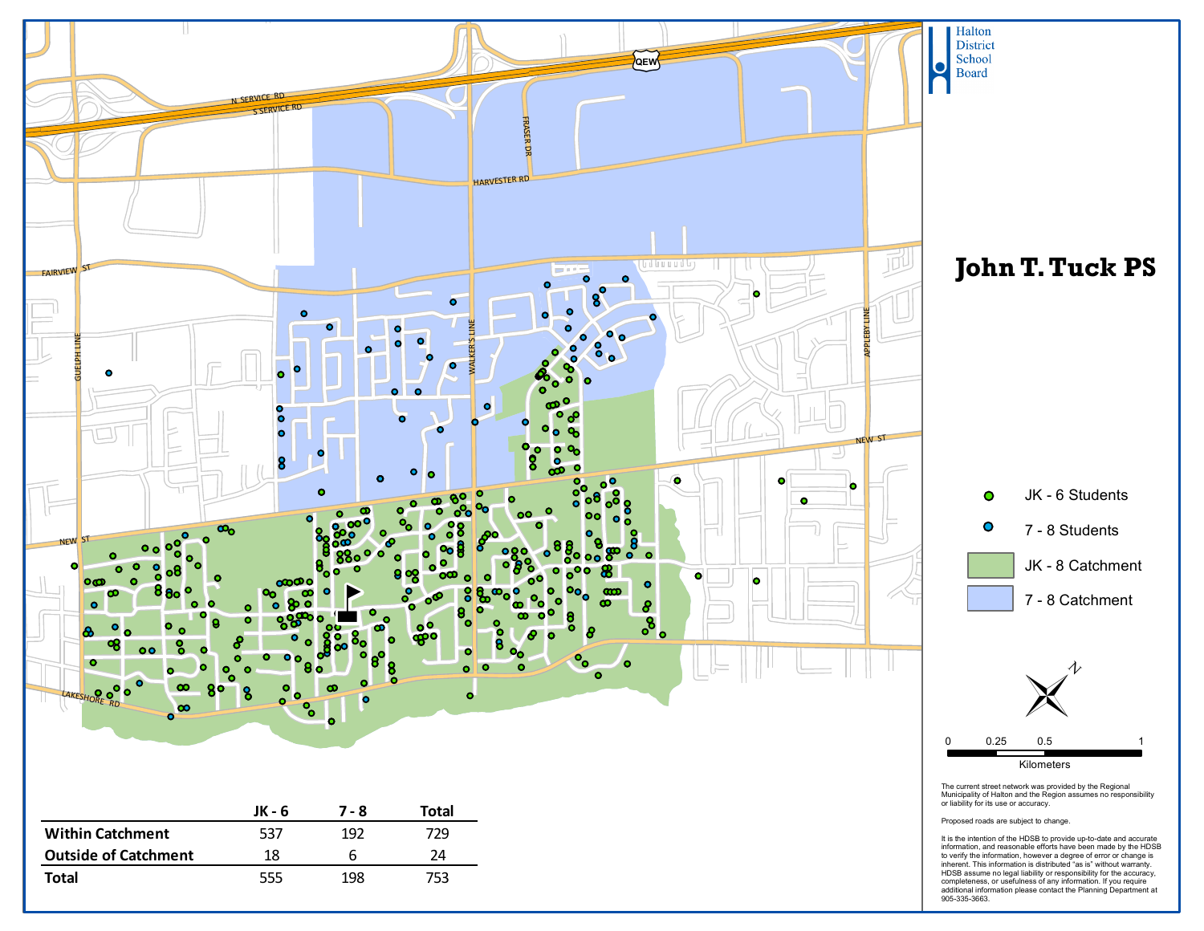Halton District School Board

# John T. Tuck PS

- JK - 6 Students
- 7 - 8 Students
- JK - 8 Catchment
- 7 - 8 Catchment

0 0.25 0.5 1
Kilometers

|  | JK - 6 | 7 - 8 | Total |
|---|---|---|---|
| **Within Catchment** | 537 | 192 | 729 |
| **Outside of Catchment** | 18 | 6 | 24 |
| **Total** | 555 | 198 | 753 |

The current street network was provided by the Regional Municipality of Halton and the Region assumes no responsibility or liability for its use or accuracy.

Proposed roads are subject to change.

It is the intention of the HDSB to provide up-to-date and accurate information, and reasonable efforts have been made by the HDSB to verify the information, however a degree of error or change is inherent. This information is distributed "as is" without warranty. HDSB assume no legal liability or responsibility for the accuracy, completeness, or usefulness of any information. If you require additional information please contact the Planning Department at 905-335-3663.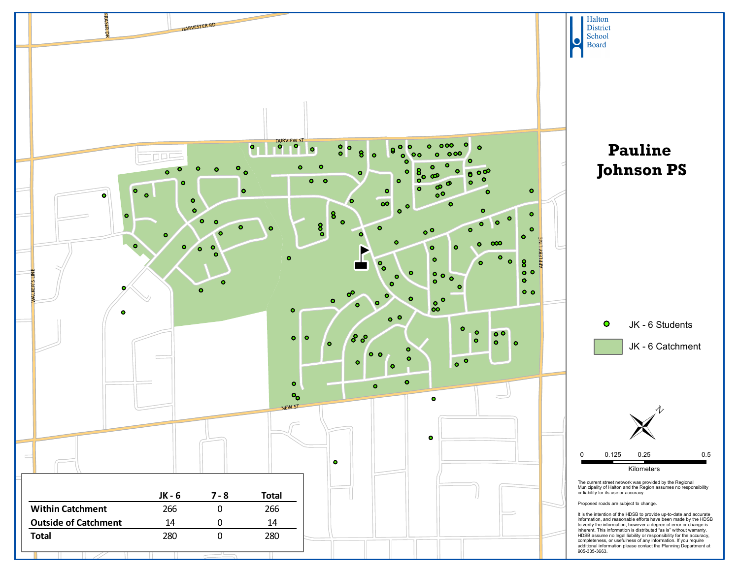# Pauline Johnson PS

Halton District School Board

HARVESTER RD

FRASER DR

FAIRVIEW ST

WALKER'S LINE

APPLEBY LINE

NEW ST

JK - 6 Students

JK - 6 Catchment

0 0.125 0.25 0.5

Kilometers

|  | JK - 6 | 7 - 8 | Total |
|---|---|---|---|
| **Within Catchment** | 266 | 0 | 266 |
| **Outside of Catchment** | 14 | 0 | 14 |
| **Total** | 280 | 0 | 280 |

The current street network was provided by the Regional Municipality of Halton and the Region assumes no responsibility or liability for its use or accuracy.

Proposed roads are subject to change.

It is the intention of the HDSB to provide up-to-date and accurate information, and reasonable efforts have been made by the HDSB to verify the information, however a degree of error or change is inherent. This information is distributed "as is" without warranty. HDSB assume no legal liability or responsibility for the accuracy, completeness, or usefulness of any information. If you require additional information please contact the Planning Department at 905-335-3663.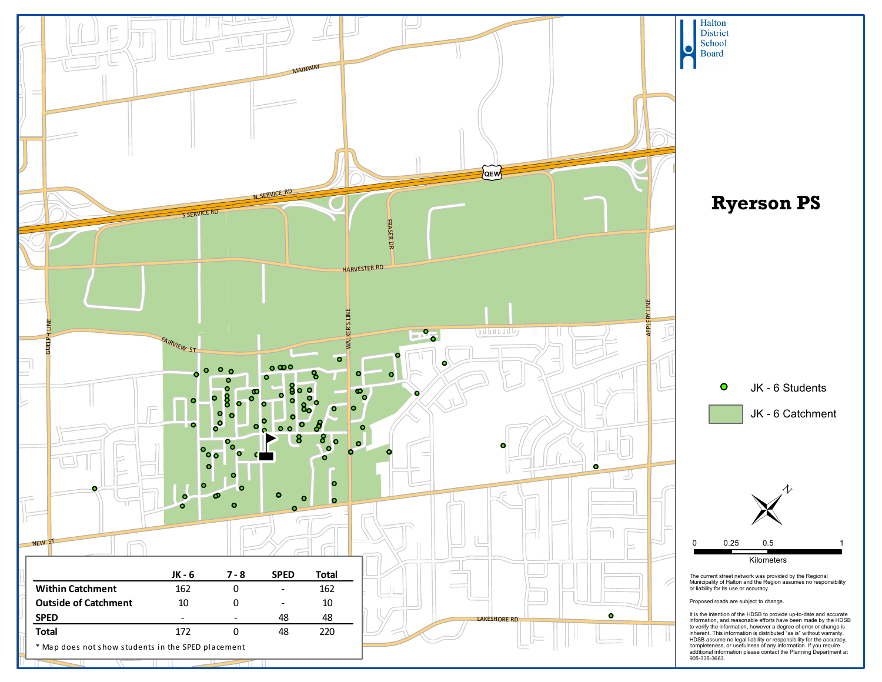# Ryerson PS

Halton District School Board

- JK - 6 Students
- JK - 6 Catchment

| | JK - 6 | 7 - 8 | SPED | Total |
|---|---|---|---|---|
| **Within Catchment** | 162 | 0 | - | 162 |
| **Outside of Catchment** | 10 | 0 | - | 10 |
| **SPED** | - | - | 48 | 48 |
| **Total** | 172 | 0 | 48 | 220 |

* Map does not show students in the SPED placement

0 0.25 0.5 1
Kilometers

The current street network was provided by the Regional Municipality of Halton and the Region assumes no responsibility or liability for its use or accuracy.

Proposed roads are subject to change.

It is the intention of the HDSB to provide up-to-date and accurate information, and reasonable efforts have been made by the HDSB to verify the information, however a degree of error or change is inherent. This information is distributed "as is" without warranty. HDSB assume no legal liability or responsibility for the accuracy, completeness, or usefulness of any information. If you require additional information please contact the Planning Department at 905-335-3663.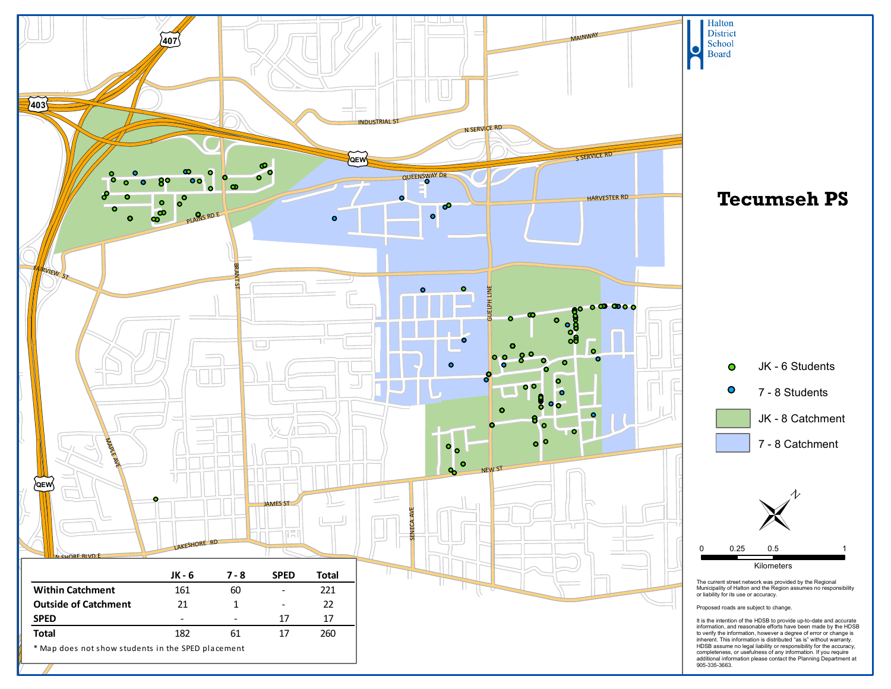# Tecumseh PS

Halton District School Board

- JK - 6 Students
- 7 - 8 Students
- JK - 8 Catchment
- 7 - 8 Catchment

| | JK - 6 | 7 - 8 | SPED | Total |
|---|---|---|---|---|
| **Within Catchment** | 161 | 60 | - | 221 |
| **Outside of Catchment** | 21 | 1 | - | 22 |
| **SPED** | - | - | 17 | 17 |
| **Total** | 182 | 61 | 17 | 260 |

* Map does not show students in the SPED placement

0 0.25 0.5 1
Kilometers

The current street network was provided by the Regional Municipality of Halton and the Region assumes no responsibility or liability for its use or accuracy.

Proposed roads are subject to change.

It is the intention of the HDSB to provide up-to-date and accurate information, and reasonable efforts have been made by the HDSB to verify the information, however a degree of error or change is inherent. This information is distributed "as is" without warranty. HDSB assume no legal liability or responsibility for the accuracy, completeness, or usefulness of any information. If you require additional information please contact the Planning Department at 905-335-3663.